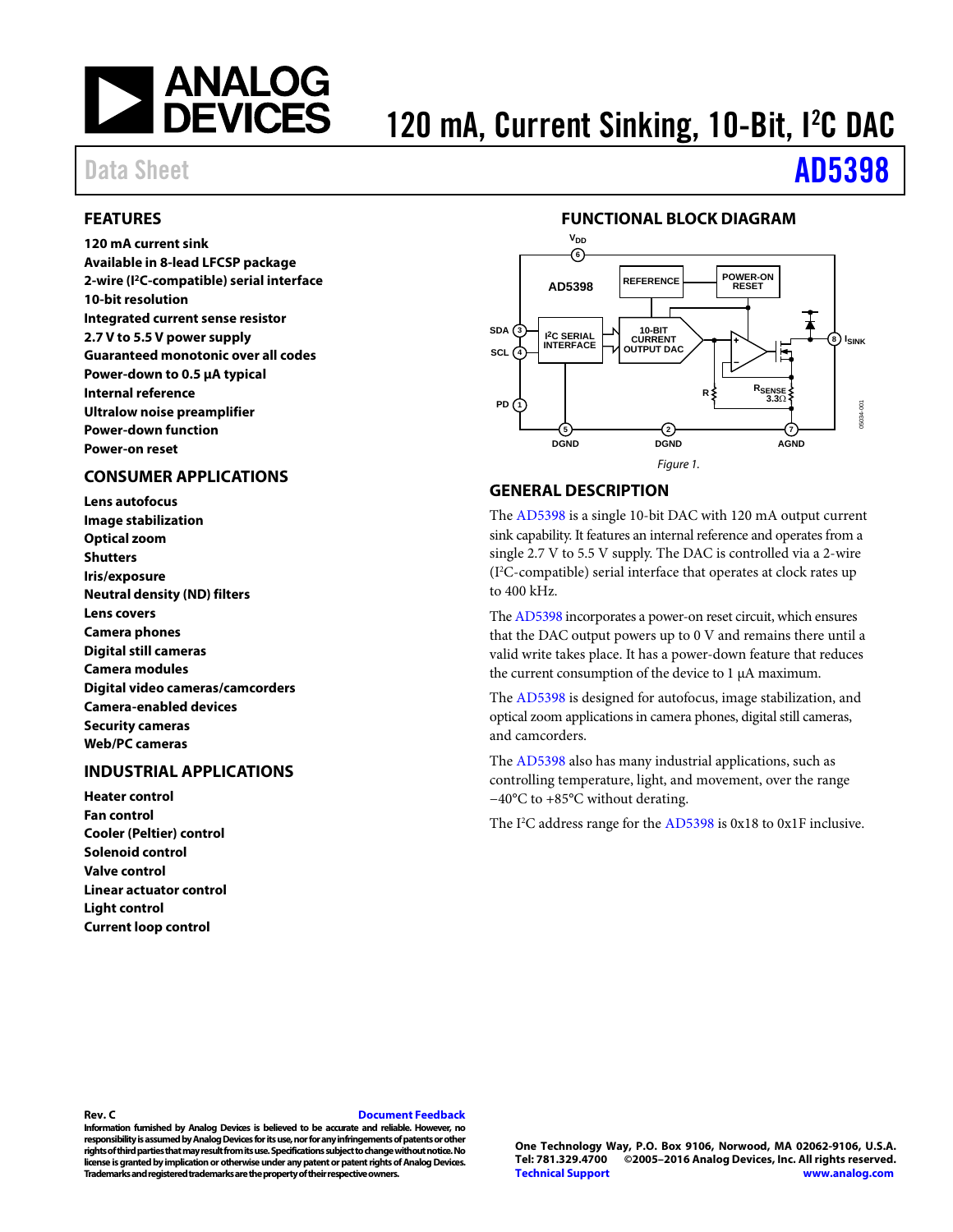# 120 mA, Current Sinking, 10-Bit, I²C DAC

Data Sheet **AD5398**

## FEATURES

**120 mA current sink**
**Available in 8-lead LFCSP package**
**2-wire (I²C-compatible) serial interface**
**10-bit resolution**
**Integrated current sense resistor**
**2.7 V to 5.5 V power supply**
**Guaranteed monotonic over all codes**
**Power-down to 0.5 µA typical**
**Internal reference**
**Ultralow noise preamplifier**
**Power-down function**
**Power-on reset**

## CONSUMER APPLICATIONS

**Lens autofocus**
**Image stabilization**
**Optical zoom**
**Shutters**
**Iris/exposure**
**Neutral density (ND) filters**
**Lens covers**
**Camera phones**
**Digital still cameras**
**Camera modules**
**Digital video cameras/camcorders**
**Camera-enabled devices**
**Security cameras**
**Web/PC cameras**

## INDUSTRIAL APPLICATIONS

**Heater control**
**Fan control**
**Cooler (Peltier) control**
**Solenoid control**
**Valve control**
**Linear actuator control**
**Light control**
**Current loop control**

## FUNCTIONAL BLOCK DIAGRAM

Figure 1.

## GENERAL DESCRIPTION

The AD5398 is a single 10-bit DAC with 120 mA output current sink capability. It features an internal reference and operates from a single 2.7 V to 5.5 V supply. The DAC is controlled via a 2-wire (I²C-compatible) serial interface that operates at clock rates up to 400 kHz.

The AD5398 incorporates a power-on reset circuit, which ensures that the DAC output powers up to 0 V and remains there until a valid write takes place. It has a power-down feature that reduces the current consumption of the device to 1 µA maximum.

The AD5398 is designed for autofocus, image stabilization, and optical zoom applications in camera phones, digital still cameras, and camcorders.

The AD5398 also has many industrial applications, such as controlling temperature, light, and movement, over the range −40°C to +85°C without derating.

The I²C address range for the AD5398 is 0x18 to 0x1F inclusive.

**Rev. C** **Document Feedback**

**Information furnished by Analog Devices is believed to be accurate and reliable. However, no responsibility is assumed by Analog Devices for its use, nor for any infringements of patents or other rights of third parties that may result from its use. Specifications subject to change without notice. No license is granted by implication or otherwise under any patent or patent rights of Analog Devices. Trademarks and registered trademarks are the property of their respective owners.**

**One Technology Way, P.O. Box 9106, Norwood, MA 02062-9106, U.S.A.**
**Tel: 781.329.4700 ©2005–2016 Analog Devices, Inc. All rights reserved.**
**Technical Support** **www.analog.com**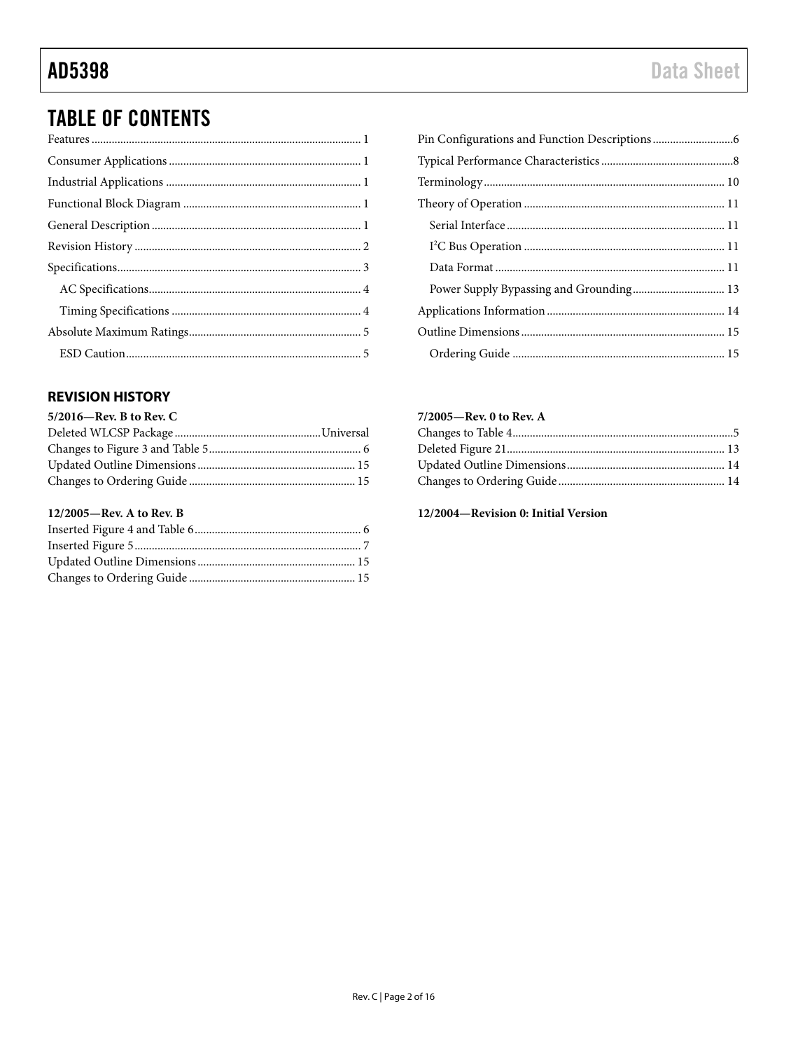# TABLE OF CONTENTS

Features .......... 1
Consumer Applications .......... 1
Industrial Applications .......... 1
Functional Block Diagram .......... 1
General Description .......... 1
Revision History .......... 2
Specifications .......... 3
 AC Specifications .......... 4
 Timing Specifications .......... 4
Absolute Maximum Ratings .......... 5
 ESD Caution .......... 5
Pin Configurations and Function Descriptions .......... 6
Typical Performance Characteristics .......... 8
Terminology .......... 10
Theory of Operation .......... 11
 Serial Interface .......... 11
 $I^2C$ Bus Operation .......... 11
 Data Format .......... 11
 Power Supply Bypassing and Grounding .......... 13
Applications Information .......... 14
Outline Dimensions .......... 15
 Ordering Guide .......... 15

## REVISION HISTORY

**5/2016—Rev. B to Rev. C**

Deleted WLCSP Package .......... Universal
Changes to Figure 3 and Table 5 .......... 6
Updated Outline Dimensions .......... 15
Changes to Ordering Guide .......... 15

**12/2005—Rev. A to Rev. B**

Inserted Figure 4 and Table 6 .......... 6
Inserted Figure 5 .......... 7
Updated Outline Dimensions .......... 15
Changes to Ordering Guide .......... 15

**7/2005—Rev. 0 to Rev. A**

Changes to Table 4 .......... 5
Deleted Figure 21 .......... 13
Updated Outline Dimensions .......... 14
Changes to Ordering Guide .......... 14

**12/2004—Revision 0: Initial Version**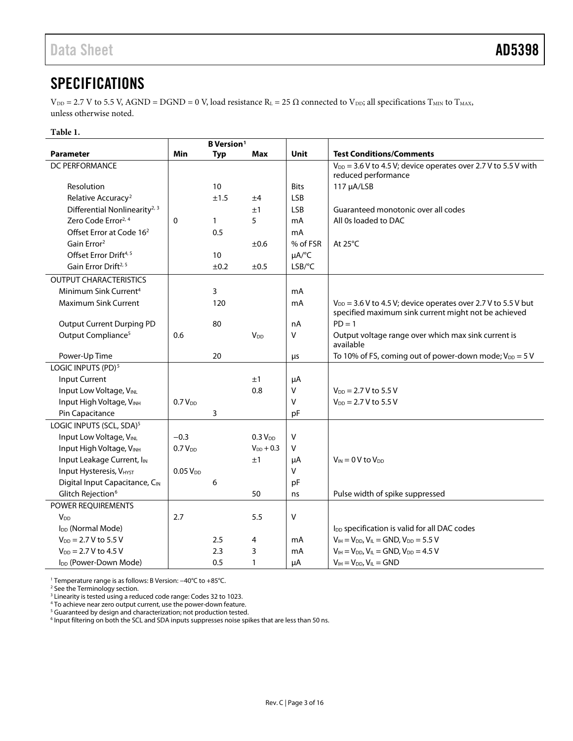## SPECIFICATIONS

$V_{DD}$ = 2.7 V to 5.5 V, AGND = DGND = 0 V, load resistance $R_L$ = 25 Ω connected to $V_{DD}$; all specifications $T_{MIN}$ to $T_{MAX}$, unless otherwise noted.

**Table 1.**

| | B Version[1] | | | | |
|---|---|---|---|---|---|
| **Parameter** | **Min** | **Typ** | **Max** | **Unit** | **Test Conditions/Comments** |
| DC PERFORMANCE | | | | | $V_{DD}$ = 3.6 V to 4.5 V; device operates over 2.7 V to 5.5 V with reduced performance |
| Resolution | | 10 | | Bits | 117 μA/LSB |
| Relative Accuracy[2] | | ±1.5 | ±4 | LSB | |
| Differential Nonlinearity[2, 3] | | | ±1 | LSB | Guaranteed monotonic over all codes |
| Zero Code Error[2, 4] | 0 | 1 | 5 | mA | All 0s loaded to DAC |
| Offset Error at Code 16[2] | | 0.5 | | mA | |
| Gain Error[2] | | | ±0.6 | % of FSR | At 25°C |
| Offset Error Drift[4, 5] | | 10 | | μA/°C | |
| Gain Error Drift[2, 5] | | ±0.2 | ±0.5 | LSB/°C | |
| OUTPUT CHARACTERISTICS | | | | | |
| Minimum Sink Current[4] | | 3 | | mA | |
| Maximum Sink Current | | 120 | | mA | $V_{DD}$ = 3.6 V to 4.5 V; device operates over 2.7 V to 5.5 V but specified maximum sink current might not be achieved |
| Output Current Durping PD | | 80 | | nA | PD = 1 |
| Output Compliance[5] | 0.6 | | $V_{DD}$ | V | Output voltage range over which max sink current is available |
| Power-Up Time | | 20 | | μs | To 10% of FS, coming out of power-down mode; $V_{DD}$ = 5 V |
| LOGIC INPUTS (PD)[5] | | | | | |
| Input Current | | | ±1 | μA | |
| Input Low Voltage, $V_{INL}$ | | | 0.8 | V | $V_{DD}$ = 2.7 V to 5.5 V |
| Input High Voltage, $V_{INH}$ | 0.7 $V_{DD}$ | | | V | $V_{DD}$ = 2.7 V to 5.5 V |
| Pin Capacitance | | 3 | | pF | |
| LOGIC INPUTS (SCL, SDA)[5] | | | | | |
| Input Low Voltage, $V_{INL}$ | −0.3 | | 0.3 $V_{DD}$ | V | |
| Input High Voltage, $V_{INH}$ | 0.7 $V_{DD}$ | | $V_{DD}$ + 0.3 | V | |
| Input Leakage Current, $I_{IN}$ | | | ±1 | μA | $V_{IN}$ = 0 V to $V_{DD}$ |
| Input Hysteresis, $V_{HYST}$ | 0.05 $V_{DD}$ | | | V | |
| Digital Input Capacitance, $C_{IN}$ | | 6 | | pF | |
| Glitch Rejection[6] | | | 50 | ns | Pulse width of spike suppressed |
| POWER REQUIREMENTS | | | | | |
| $V_{DD}$ | 2.7 | | 5.5 | V | |
| $I_{DD}$ (Normal Mode) | | | | | $I_{DD}$ specification is valid for all DAC codes |
| $V_{DD}$ = 2.7 V to 5.5 V | | 2.5 | 4 | mA | $V_{IH}$ = $V_{DD}$, $V_{IL}$ = GND, $V_{DD}$ = 5.5 V |
| $V_{DD}$ = 2.7 V to 4.5 V | | 2.3 | 3 | mA | $V_{IH}$ = $V_{DD}$, $V_{IL}$ = GND, $V_{DD}$ = 4.5 V |
| $I_{DD}$ (Power-Down Mode) | | 0.5 | 1 | μA | $V_{IH}$ = $V_{DD}$, $V_{IL}$ = GND |

[1] Temperature range is as follows: B Version: −40°C to +85°C.
[2] See the Terminology section.
[3] Linearity is tested using a reduced code range: Codes 32 to 1023.
[4] To achieve near zero output current, use the power-down feature.
[5] Guaranteed by design and characterization; not production tested.
[6] Input filtering on both the SCL and SDA inputs suppresses noise spikes that are less than 50 ns.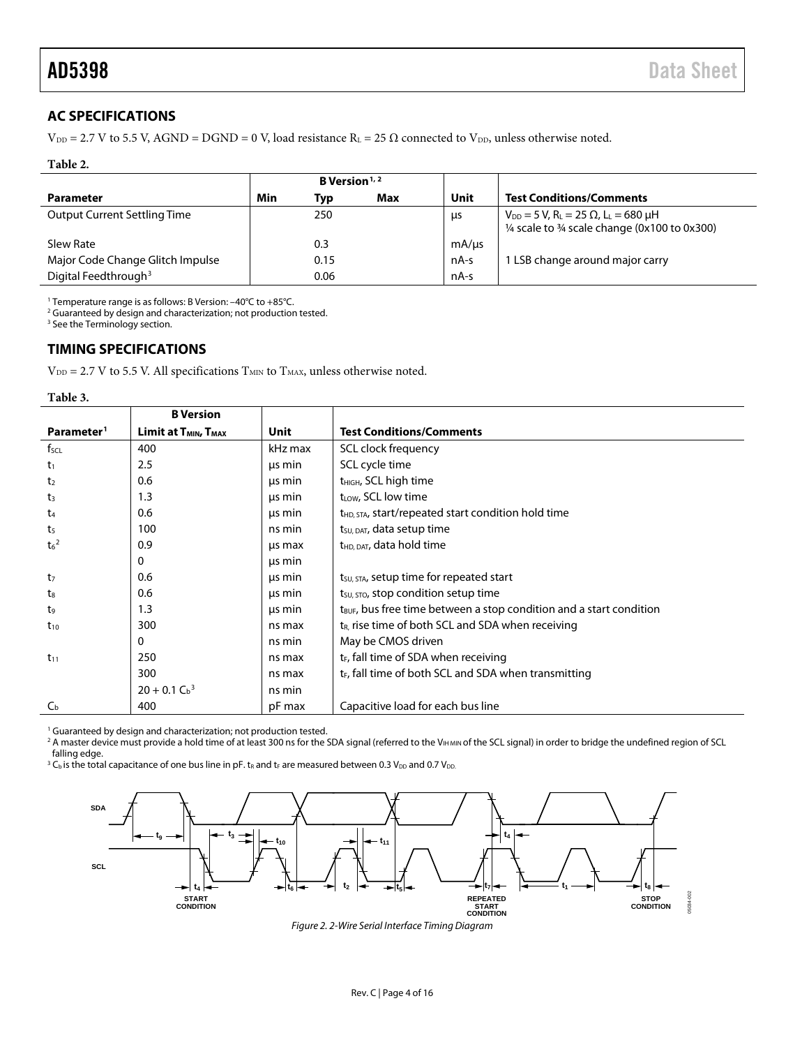## AC SPECIFICATIONS

$V_{DD}$ = 2.7 V to 5.5 V, AGND = DGND = 0 V, load resistance $R_L$ = 25 Ω connected to $V_{DD}$, unless otherwise noted.

**Table 2.**

| Parameter | B Version[1, 2] Min | Typ | Max | Unit | Test Conditions/Comments |
|---|---|---|---|---|---|
| Output Current Settling Time | | 250 | | μs | $V_{DD}$ = 5 V, $R_L$ = 25 Ω, $L_L$ = 680 μH ¼ scale to ¾ scale change (0x100 to 0x300) |
| Slew Rate | | 0.3 | | mA/μs | |
| Major Code Change Glitch Impulse | | 0.15 | | nA-s | 1 LSB change around major carry |
| Digital Feedthrough[3] | | 0.06 | | nA-s | |

[1] Temperature range is as follows: B Version: −40°C to +85°C.
[2] Guaranteed by design and characterization; not production tested.
[3] See the Terminology section.

## TIMING SPECIFICATIONS

$V_{DD}$ = 2.7 V to 5.5 V. All specifications $T_{MIN}$ to $T_{MAX}$, unless otherwise noted.

**Table 3.**

| Parameter[1] | B Version Limit at $T_{MIN}$, $T_{MAX}$ | Unit | Test Conditions/Comments |
|---|---|---|---|
| $f_{SCL}$ | 400 | kHz max | SCL clock frequency |
| $t_1$ | 2.5 | μs min | SCL cycle time |
| $t_2$ | 0.6 | μs min | $t_{HIGH}$, SCL high time |
| $t_3$ | 1.3 | μs min | $t_{LOW}$, SCL low time |
| $t_4$ | 0.6 | μs min | $t_{HD, STA}$, start/repeated start condition hold time |
| $t_5$ | 100 | ns min | $t_{SU, DAT}$, data setup time |
| $t_6$[2] | 0.9 | μs max | $t_{HD, DAT}$, data hold time |
| | 0 | μs min | |
| $t_7$ | 0.6 | μs min | $t_{SU, STA}$, setup time for repeated start |
| $t_8$ | 0.6 | μs min | $t_{SU, STO}$, stop condition setup time |
| $t_9$ | 1.3 | μs min | $t_{BUF}$, bus free time between a stop condition and a start condition |
| $t_{10}$ | 300 | ns max | $t_R$, rise time of both SCL and SDA when receiving |
| | 0 | ns min | May be CMOS driven |
| $t_{11}$ | 250 | ns max | $t_F$, fall time of SDA when receiving |
| | 300 | ns max | $t_F$, fall time of both SCL and SDA when transmitting |
| | $20 + 0.1\ C_b$[3] | ns min | |
| $C_b$ | 400 | pF max | Capacitive load for each bus line |

[1] Guaranteed by design and characterization; not production tested.
[2] A master device must provide a hold time of at least 300 ns for the SDA signal (referred to the $V_{IH\ MIN}$ of the SCL signal) in order to bridge the undefined region of SCL falling edge.
[3] $C_b$ is the total capacitance of one bus line in pF. $t_R$ and $t_F$ are measured between 0.3 $V_{DD}$ and 0.7 $V_{DD}$.

*Figure 2. 2-Wire Serial Interface Timing Diagram*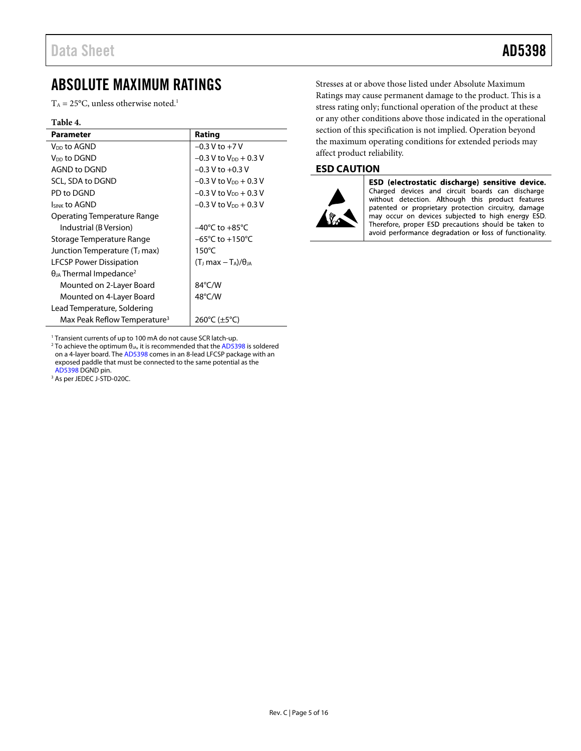## ABSOLUTE MAXIMUM RATINGS

$T_A$ = 25°C, unless otherwise noted.[1]

**Table 4.**

| Parameter | Rating |
|---|---|
| $V_{DD}$ to AGND | −0.3 V to +7 V |
| $V_{DD}$ to DGND | −0.3 V to $V_{DD}$ + 0.3 V |
| AGND to DGND | −0.3 V to +0.3 V |
| SCL, SDA to DGND | −0.3 V to $V_{DD}$ + 0.3 V |
| PD to DGND | −0.3 V to $V_{DD}$ + 0.3 V |
| $I_{SINK}$ to AGND | −0.3 V to $V_{DD}$ + 0.3 V |
| Operating Temperature Range | |
| Industrial (B Version) | −40°C to +85°C |
| Storage Temperature Range | −65°C to +150°C |
| Junction Temperature ($T_J$ max) | 150°C |
| LFCSP Power Dissipation | ($T_J$ max − $T_A$)/$\theta_{JA}$ |
| $\theta_{JA}$ Thermal Impedance[2] | |
| Mounted on 2-Layer Board | 84°C/W |
| Mounted on 4-Layer Board | 48°C/W |
| Lead Temperature, Soldering | |
| Max Peak Reflow Temperature[3] | 260°C (±5°C) |

[1] Transient currents of up to 100 mA do not cause SCR latch-up.
[2] To achieve the optimum $\theta_{JA}$, it is recommended that the AD5398 is soldered on a 4-layer board. The AD5398 comes in an 8-lead LFCSP package with an exposed paddle that must be connected to the same potential as the AD5398 DGND pin.
[3] As per JEDEC J-STD-020C.

Stresses at or above those listed under Absolute Maximum Ratings may cause permanent damage to the product. This is a stress rating only; functional operation of the product at these or any other conditions above those indicated in the operational section of this specification is not implied. Operation beyond the maximum operating conditions for extended periods may affect product reliability.

### ESD CAUTION

**ESD (electrostatic discharge) sensitive device.** Charged devices and circuit boards can discharge without detection. Although this product features patented or proprietary protection circuitry, damage may occur on devices subjected to high energy ESD. Therefore, proper ESD precautions should be taken to avoid performance degradation or loss of functionality.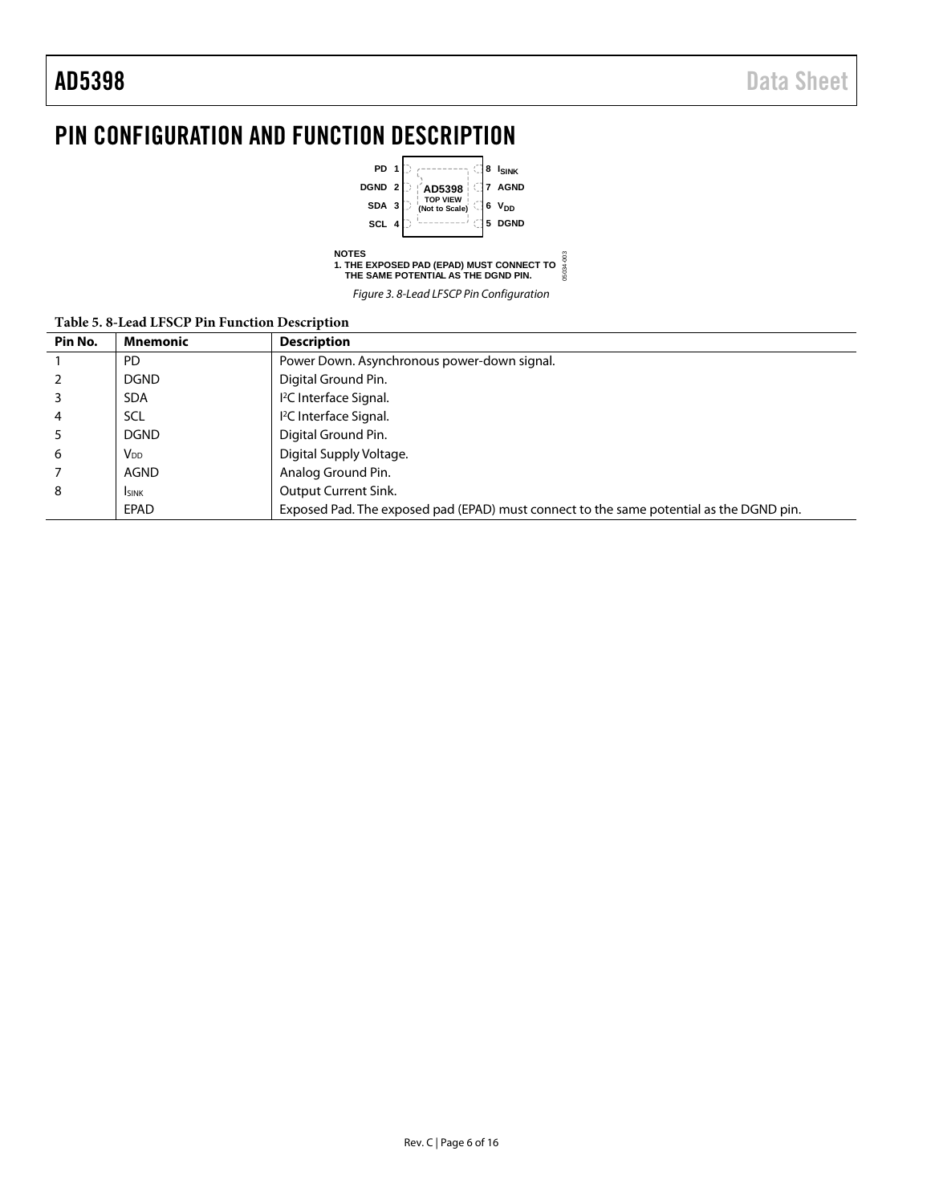# PIN CONFIGURATION AND FUNCTION DESCRIPTION

NOTES
1. THE EXPOSED PAD (EPAD) MUST CONNECT TO THE SAME POTENTIAL AS THE DGND PIN.

*Figure 3. 8-Lead LFSCP Pin Configuration*

**Table 5. 8-Lead LFSCP Pin Function Description**

| Pin No. | Mnemonic | Description |
|---|---|---|
| 1 | PD | Power Down. Asynchronous power-down signal. |
| 2 | DGND | Digital Ground Pin. |
| 3 | SDA | I²C Interface Signal. |
| 4 | SCL | I²C Interface Signal. |
| 5 | DGND | Digital Ground Pin. |
| 6 | $V_{DD}$ | Digital Supply Voltage. |
| 7 | AGND | Analog Ground Pin. |
| 8 | $I_{SINK}$ | Output Current Sink. |
| | EPAD | Exposed Pad. The exposed pad (EPAD) must connect to the same potential as the DGND pin. |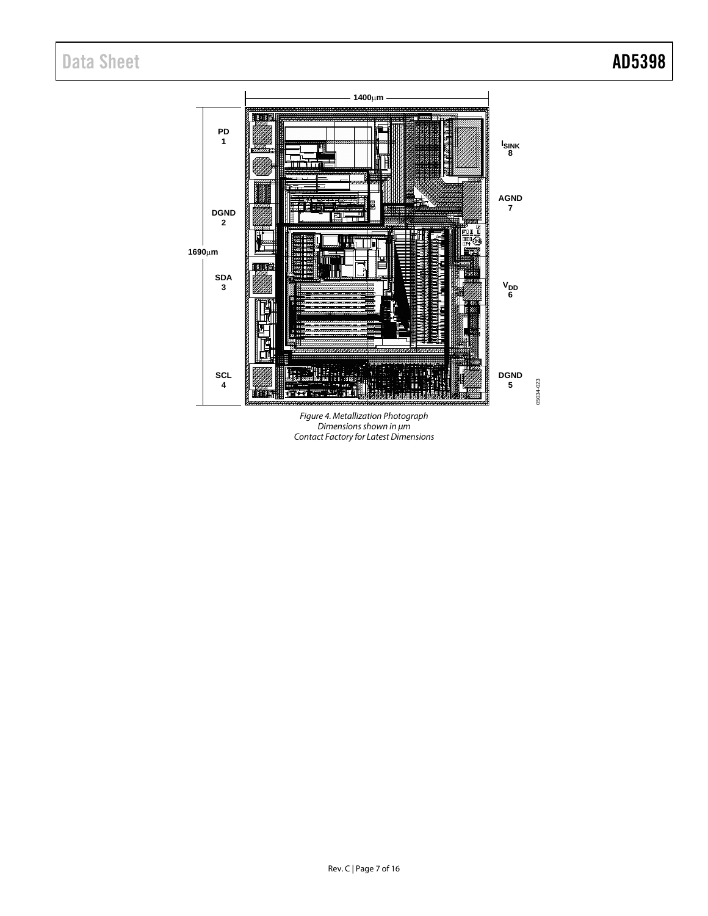1400μm

1690μm

PD
1

DGND
2

SDA
3

SCL
4

$I_{SINK}$
8

AGND
7

$V_{DD}$
6

DGND
5

05034-023

*Figure 4. Metallization Photograph*
*Dimensions shown in μm*
*Contact Factory for Latest Dimensions*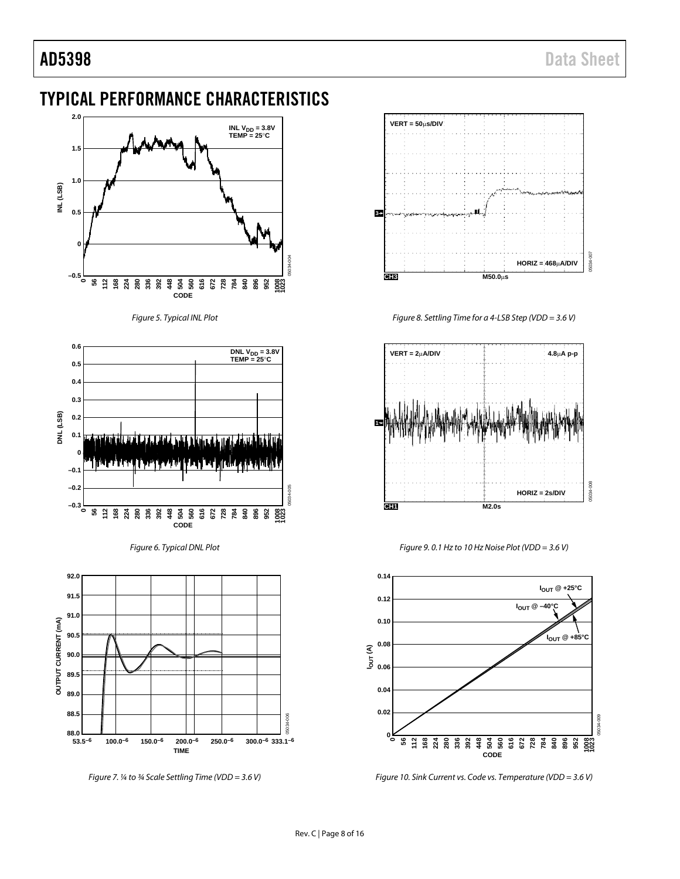# TYPICAL PERFORMANCE CHARACTERISTICS

Figure 5. Typical INL Plot

Figure 6. Typical DNL Plot

Figure 7. ¼ to ¾ Scale Settling Time (VDD = 3.6 V)

Figure 8. Settling Time for a 4-LSB Step (VDD = 3.6 V)

Figure 9. 0.1 Hz to 10 Hz Noise Plot (VDD = 3.6 V)

Figure 10. Sink Current vs. Code vs. Temperature (VDD = 3.6 V)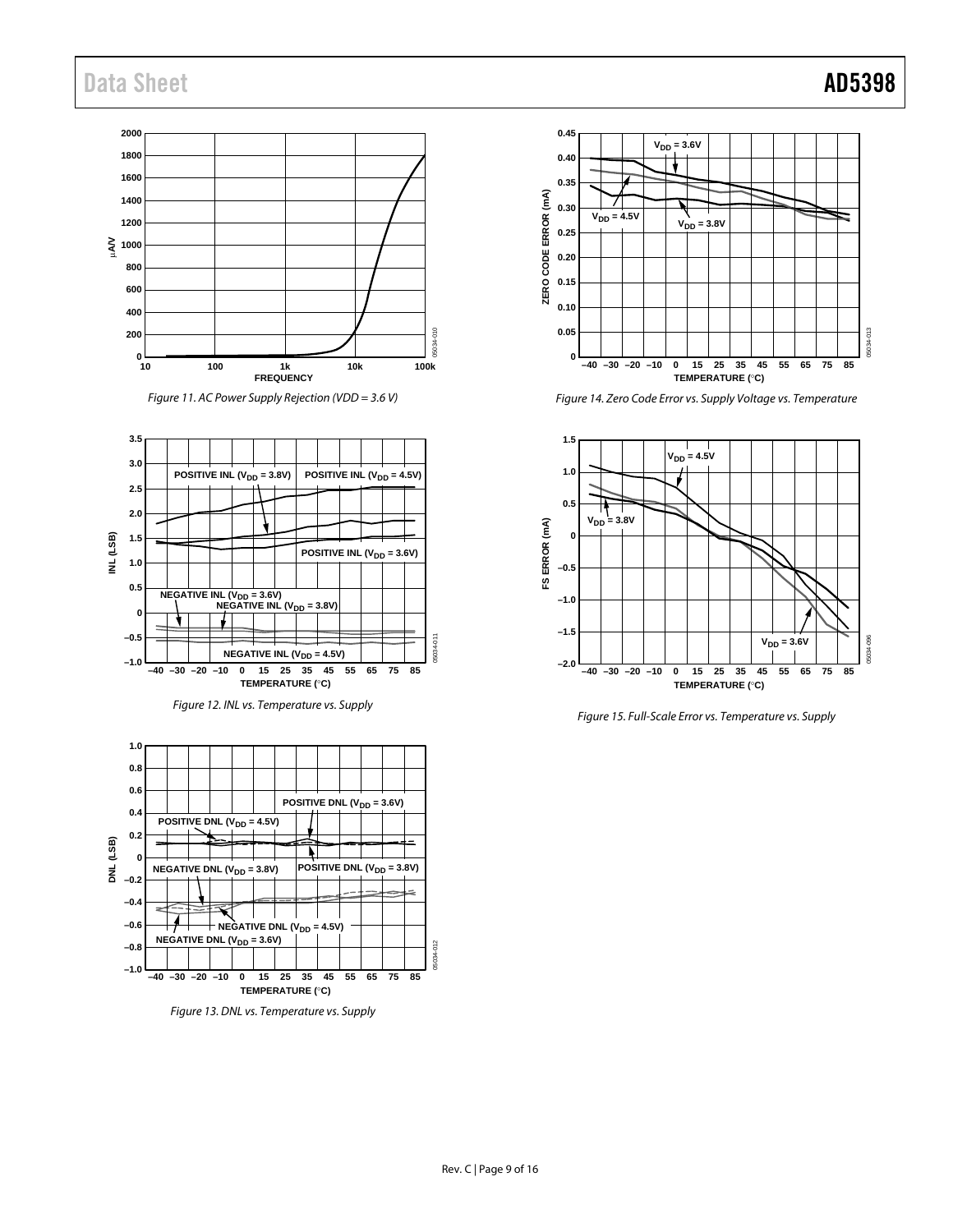Figure 11. AC Power Supply Rejection (VDD = 3.6 V)

Figure 12. INL vs. Temperature vs. Supply

Figure 13. DNL vs. Temperature vs. Supply

Figure 14. Zero Code Error vs. Supply Voltage vs. Temperature

Figure 15. Full-Scale Error vs. Temperature vs. Supply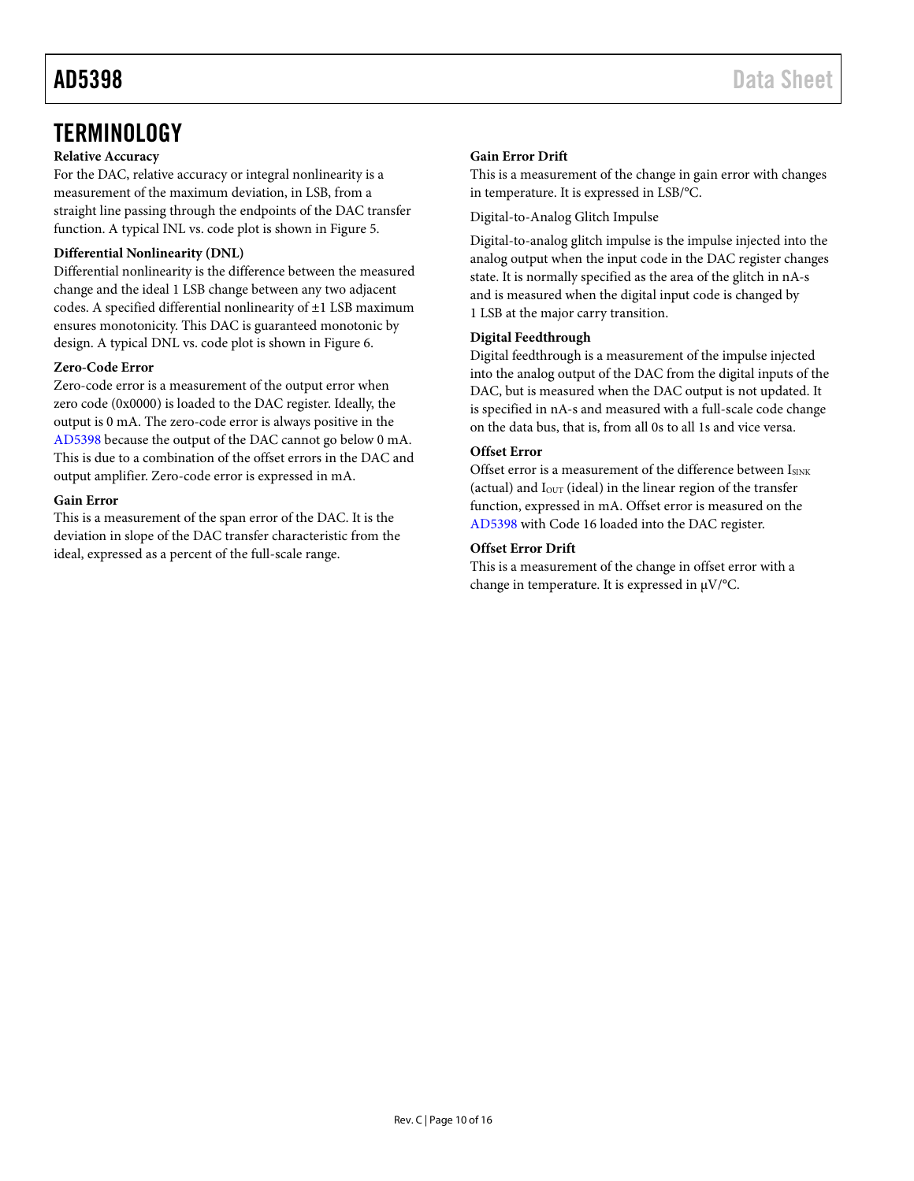# TERMINOLOGY

**Relative Accuracy**

For the DAC, relative accuracy or integral nonlinearity is a measurement of the maximum deviation, in LSB, from a straight line passing through the endpoints of the DAC transfer function. A typical INL vs. code plot is shown in Figure 5.

**Differential Nonlinearity (DNL)**

Differential nonlinearity is the difference between the measured change and the ideal 1 LSB change between any two adjacent codes. A specified differential nonlinearity of ±1 LSB maximum ensures monotonicity. This DAC is guaranteed monotonic by design. A typical DNL vs. code plot is shown in Figure 6.

**Zero-Code Error**

Zero-code error is a measurement of the output error when zero code (0x0000) is loaded to the DAC register. Ideally, the output is 0 mA. The zero-code error is always positive in the AD5398 because the output of the DAC cannot go below 0 mA. This is due to a combination of the offset errors in the DAC and output amplifier. Zero-code error is expressed in mA.

**Gain Error**

This is a measurement of the span error of the DAC. It is the deviation in slope of the DAC transfer characteristic from the ideal, expressed as a percent of the full-scale range.

**Gain Error Drift**

This is a measurement of the change in gain error with changes in temperature. It is expressed in LSB/°C.

Digital-to-Analog Glitch Impulse

Digital-to-analog glitch impulse is the impulse injected into the analog output when the input code in the DAC register changes state. It is normally specified as the area of the glitch in nA-s and is measured when the digital input code is changed by 1 LSB at the major carry transition.

**Digital Feedthrough**

Digital feedthrough is a measurement of the impulse injected into the analog output of the DAC from the digital inputs of the DAC, but is measured when the DAC output is not updated. It is specified in nA-s and measured with a full-scale code change on the data bus, that is, from all 0s to all 1s and vice versa.

**Offset Error**

Offset error is a measurement of the difference between $I_{SINK}$ (actual) and $I_{OUT}$ (ideal) in the linear region of the transfer function, expressed in mA. Offset error is measured on the AD5398 with Code 16 loaded into the DAC register.

**Offset Error Drift**

This is a measurement of the change in offset error with a change in temperature. It is expressed in μV/°C.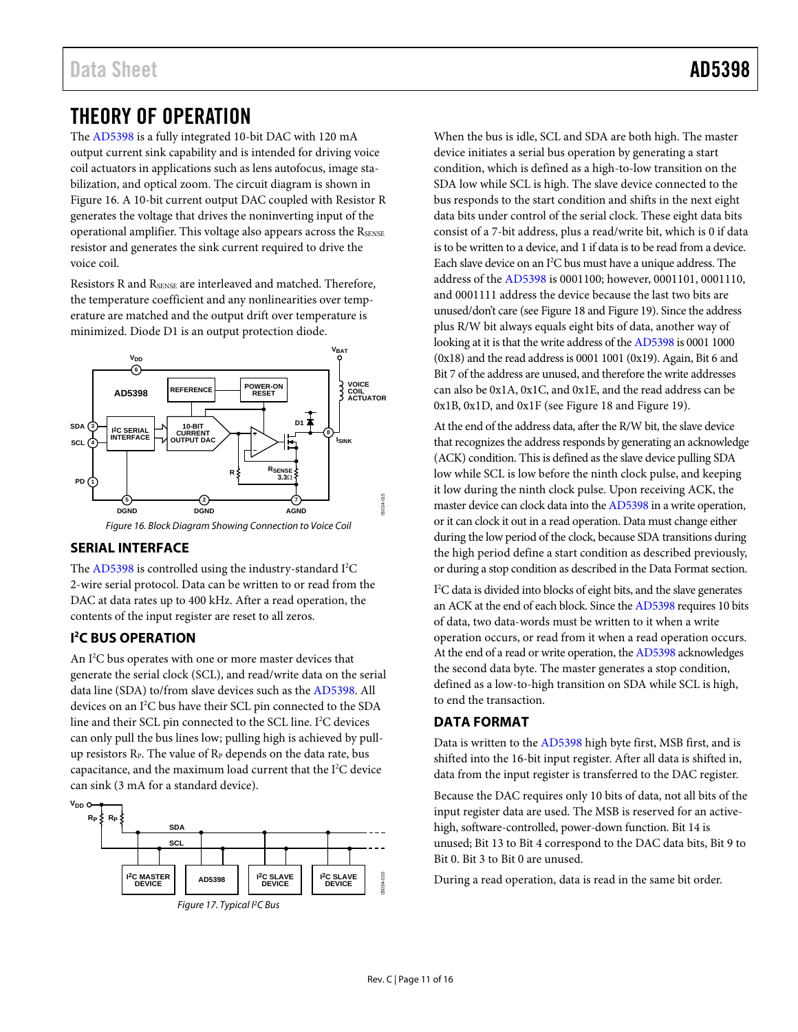# THEORY OF OPERATION

The AD5398 is a fully integrated 10-bit DAC with 120 mA output current sink capability and is intended for driving voice coil actuators in applications such as lens autofocus, image stabilization, and optical zoom. The circuit diagram is shown in Figure 16. A 10-bit current output DAC coupled with Resistor R generates the voltage that drives the noninverting input of the operational amplifier. This voltage also appears across the $R_{SENSE}$ resistor and generates the sink current required to drive the voice coil.

Resistors R and $R_{SENSE}$ are interleaved and matched. Therefore, the temperature coefficient and any nonlinearities over temperature are matched and the output drift over temperature is minimized. Diode D1 is an output protection diode.

*Figure 16. Block Diagram Showing Connection to Voice Coil*

## SERIAL INTERFACE

The AD5398 is controlled using the industry-standard I²C 2-wire serial protocol. Data can be written to or read from the DAC at data rates up to 400 kHz. After a read operation, the contents of the input register are reset to all zeros.

## I²C BUS OPERATION

An I²C bus operates with one or more master devices that generate the serial clock (SCL), and read/write data on the serial data line (SDA) to/from slave devices such as the AD5398. All devices on an I²C bus have their SCL pin connected to the SDA line and their SCL pin connected to the SCL line. I²C devices can only pull the bus lines low; pulling high is achieved by pull-up resistors $R_P$. The value of $R_P$ depends on the data rate, bus capacitance, and the maximum load current that the I²C device can sink (3 mA for a standard device).

*Figure 17. Typical I²C Bus*

When the bus is idle, SCL and SDA are both high. The master device initiates a serial bus operation by generating a start condition, which is defined as a high-to-low transition on the SDA low while SCL is high. The slave device connected to the bus responds to the start condition and shifts in the next eight data bits under control of the serial clock. These eight data bits consist of a 7-bit address, plus a read/write bit, which is 0 if data is to be written to a device, and 1 if data is to be read from a device. Each slave device on an I²C bus must have a unique address. The address of the AD5398 is 0001100; however, 0001101, 0001110, and 0001111 address the device because the last two bits are unused/don't care (see Figure 18 and Figure 19). Since the address plus R/W bit always equals eight bits of data, another way of looking at it is that the write address of the AD5398 is 0001 1000 (0x18) and the read address is 0001 1001 (0x19). Again, Bit 6 and Bit 7 of the address are unused, and therefore the write addresses can also be 0x1A, 0x1C, and 0x1E, and the read address can be 0x1B, 0x1D, and 0x1F (see Figure 18 and Figure 19).

At the end of the address data, after the R/W bit, the slave device that recognizes the address responds by generating an acknowledge (ACK) condition. This is defined as the slave device pulling SDA low while SCL is low before the ninth clock pulse, and keeping it low during the ninth clock pulse. Upon receiving ACK, the master device can clock data into the AD5398 in a write operation, or it can clock it out in a read operation. Data must change either during the low period of the clock, because SDA transitions during the high period define a start condition as described previously, or during a stop condition as described in the Data Format section.

I²C data is divided into blocks of eight bits, and the slave generates an ACK at the end of each block. Since the AD5398 requires 10 bits of data, two data-words must be written to it when a write operation occurs, or read from it when a read operation occurs. At the end of a read or write operation, the AD5398 acknowledges the second data byte. The master generates a stop condition, defined as a low-to-high transition on SDA while SCL is high, to end the transaction.

## DATA FORMAT

Data is written to the AD5398 high byte first, MSB first, and is shifted into the 16-bit input register. After all data is shifted in, data from the input register is transferred to the DAC register.

Because the DAC requires only 10 bits of data, not all bits of the input register data are used. The MSB is reserved for an active-high, software-controlled, power-down function. Bit 14 is unused; Bit 13 to Bit 4 correspond to the DAC data bits, Bit 9 to Bit 0. Bit 3 to Bit 0 are unused.

During a read operation, data is read in the same bit order.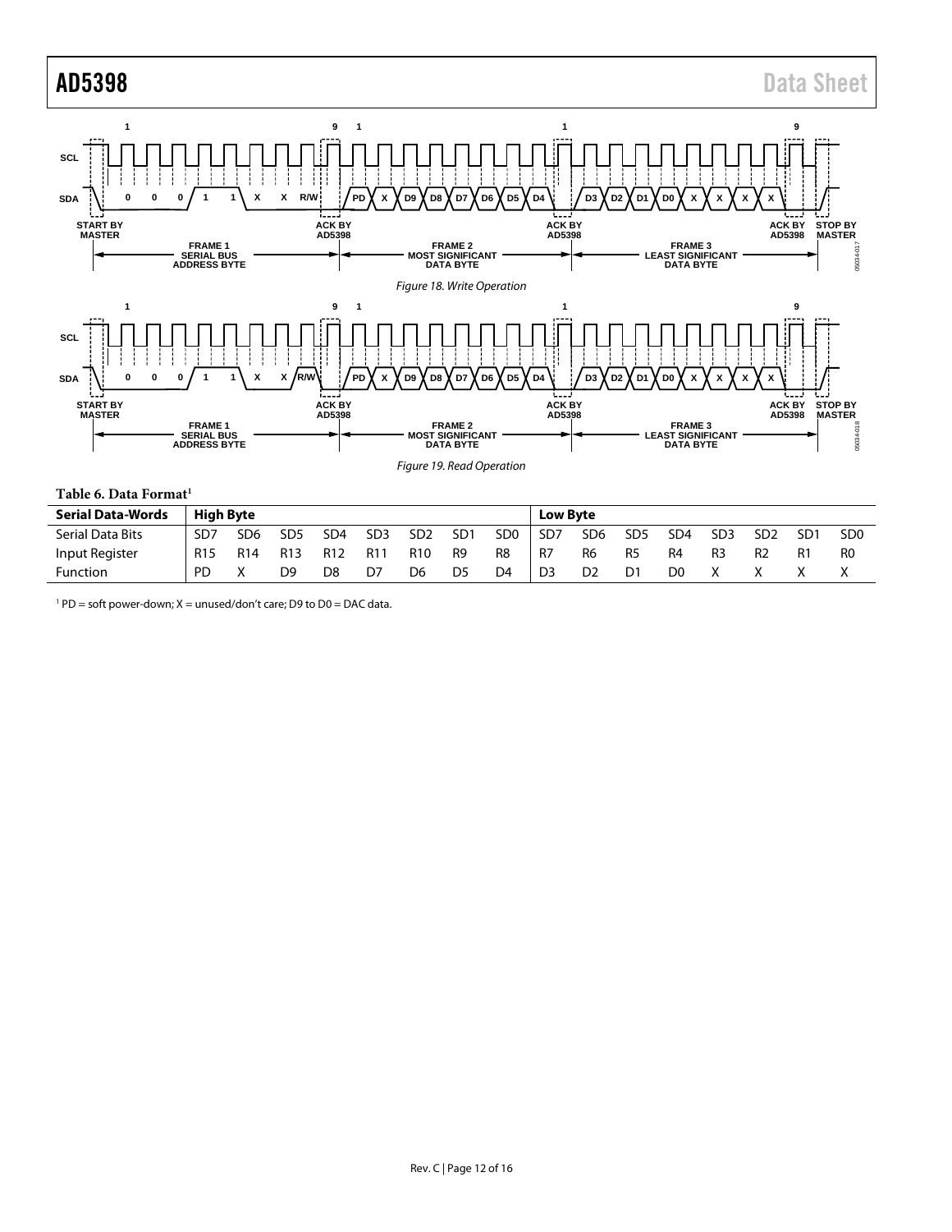Figure 18. Write Operation

Figure 19. Read Operation

**Table 6. Data Format[1]**

| Serial Data-Words | High Byte | | | | | | | | Low Byte | | | | | | | |
|---|---|---|---|---|---|---|---|---|---|---|---|---|---|---|---|---|
| Serial Data Bits | SD7 | SD6 | SD5 | SD4 | SD3 | SD2 | SD1 | SD0 | SD7 | SD6 | SD5 | SD4 | SD3 | SD2 | SD1 | SD0 |
| Input Register | R15 | R14 | R13 | R12 | R11 | R10 | R9 | R8 | R7 | R6 | R5 | R4 | R3 | R2 | R1 | R0 |
| Function | PD | X | D9 | D8 | D7 | D6 | D5 | D4 | D3 | D2 | D1 | D0 | X | X | X | X |

[1] PD = soft power-down; X = unused/don't care; D9 to D0 = DAC data.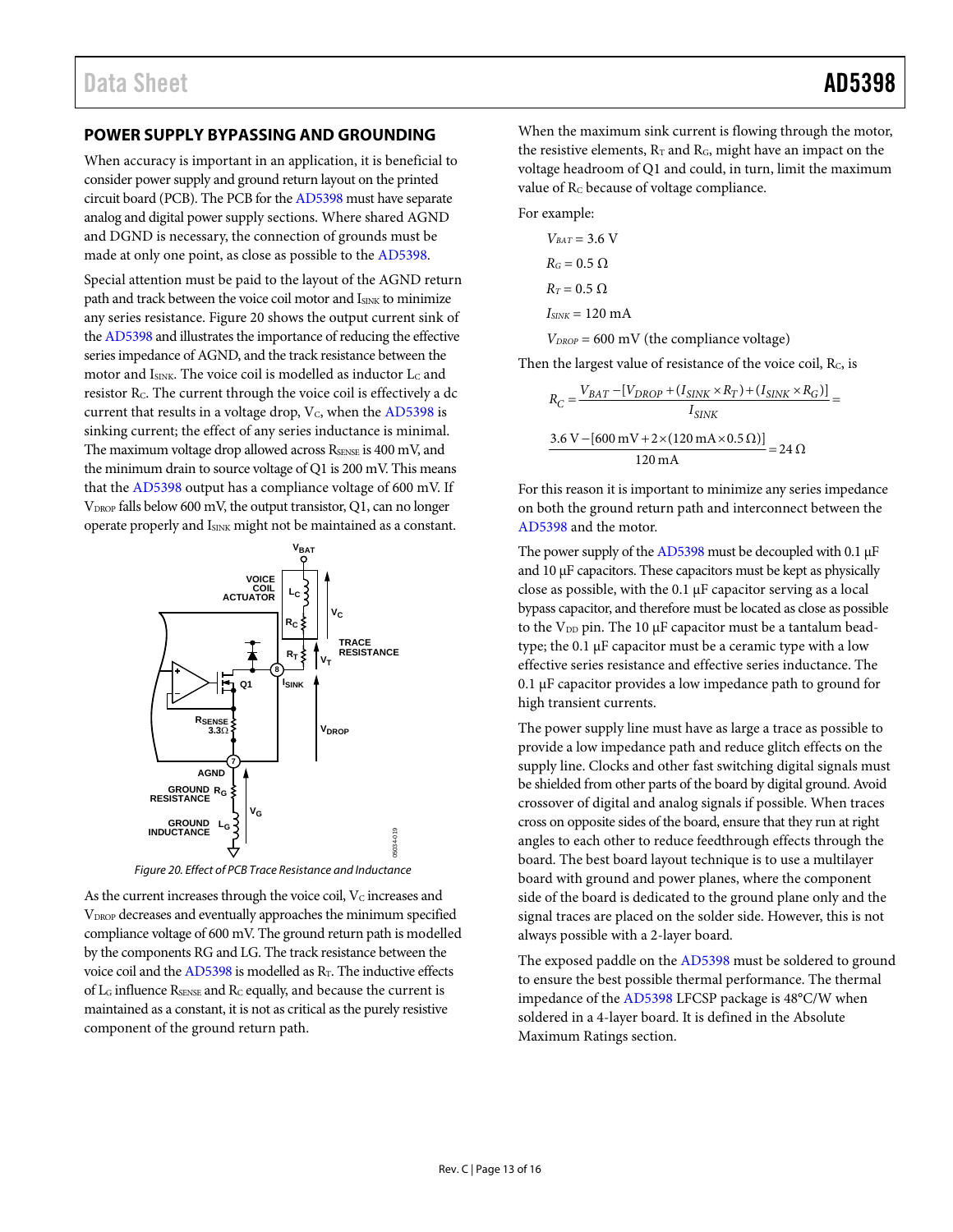## POWER SUPPLY BYPASSING AND GROUNDING

When accuracy is important in an application, it is beneficial to consider power supply and ground return layout on the printed circuit board (PCB). The PCB for the AD5398 must have separate analog and digital power supply sections. Where shared AGND and DGND is necessary, the connection of grounds must be made at only one point, as close as possible to the AD5398.

Special attention must be paid to the layout of the AGND return path and track between the voice coil motor and $I_{SINK}$ to minimize any series resistance. Figure 20 shows the output current sink of the AD5398 and illustrates the importance of reducing the effective series impedance of AGND, and the track resistance between the motor and $I_{SINK}$. The voice coil is modelled as inductor $L_C$ and resistor $R_C$. The current through the voice coil is effectively a dc current that results in a voltage drop, $V_C$, when the AD5398 is sinking current; the effect of any series inductance is minimal. The maximum voltage drop allowed across $R_{SENSE}$ is 400 mV, and the minimum drain to source voltage of Q1 is 200 mV. This means that the AD5398 output has a compliance voltage of 600 mV. If $V_{DROP}$ falls below 600 mV, the output transistor, Q1, can no longer operate properly and $I_{SINK}$ might not be maintained as a constant.

*Figure 20. Effect of PCB Trace Resistance and Inductance*

As the current increases through the voice coil, $V_C$ increases and $V_{DROP}$ decreases and eventually approaches the minimum specified compliance voltage of 600 mV. The ground return path is modelled by the components RG and LG. The track resistance between the voice coil and the AD5398 is modelled as $R_T$. The inductive effects of $L_G$ influence $R_{SENSE}$ and $R_C$ equally, and because the current is maintained as a constant, it is not as critical as the purely resistive component of the ground return path.

When the maximum sink current is flowing through the motor, the resistive elements, $R_T$ and $R_G$, might have an impact on the voltage headroom of Q1 and could, in turn, limit the maximum value of $R_C$ because of voltage compliance.

For example:

$V_{BAT}$ = 3.6 V

$R_G$ = 0.5 Ω

$R_T$ = 0.5 Ω

$I_{SINK}$ = 120 mA

$V_{DROP}$ = 600 mV (the compliance voltage)

Then the largest value of resistance of the voice coil, $R_C$, is

$$R_C = \frac{V_{BAT} - [V_{DROP} + (I_{SINK} \times R_T) + (I_{SINK} \times R_G)]}{I_{SINK}} =$$

$$\frac{3.6\text{ V} - [600\text{ mV} + 2 \times (120\text{ mA} \times 0.5\,\Omega)]}{120\text{ mA}} = 24\,\Omega$$

For this reason it is important to minimize any series impedance on both the ground return path and interconnect between the AD5398 and the motor.

The power supply of the AD5398 must be decoupled with 0.1 µF and 10 µF capacitors. These capacitors must be kept as physically close as possible, with the 0.1 µF capacitor serving as a local bypass capacitor, and therefore must be located as close as possible to the $V_{DD}$ pin. The 10 µF capacitor must be a tantalum bead-type; the 0.1 µF capacitor must be a ceramic type with a low effective series resistance and effective series inductance. The 0.1 µF capacitor provides a low impedance path to ground for high transient currents.

The power supply line must have as large a trace as possible to provide a low impedance path and reduce glitch effects on the supply line. Clocks and other fast switching digital signals must be shielded from other parts of the board by digital ground. Avoid crossover of digital and analog signals if possible. When traces cross on opposite sides of the board, ensure that they run at right angles to each other to reduce feedthrough effects through the board. The best board layout technique is to use a multilayer board with ground and power planes, where the component side of the board is dedicated to the ground plane only and the signal traces are placed on the solder side. However, this is not always possible with a 2-layer board.

The exposed paddle on the AD5398 must be soldered to ground to ensure the best possible thermal performance. The thermal impedance of the AD5398 LFCSP package is 48°C/W when soldered in a 4-layer board. It is defined in the Absolute Maximum Ratings section.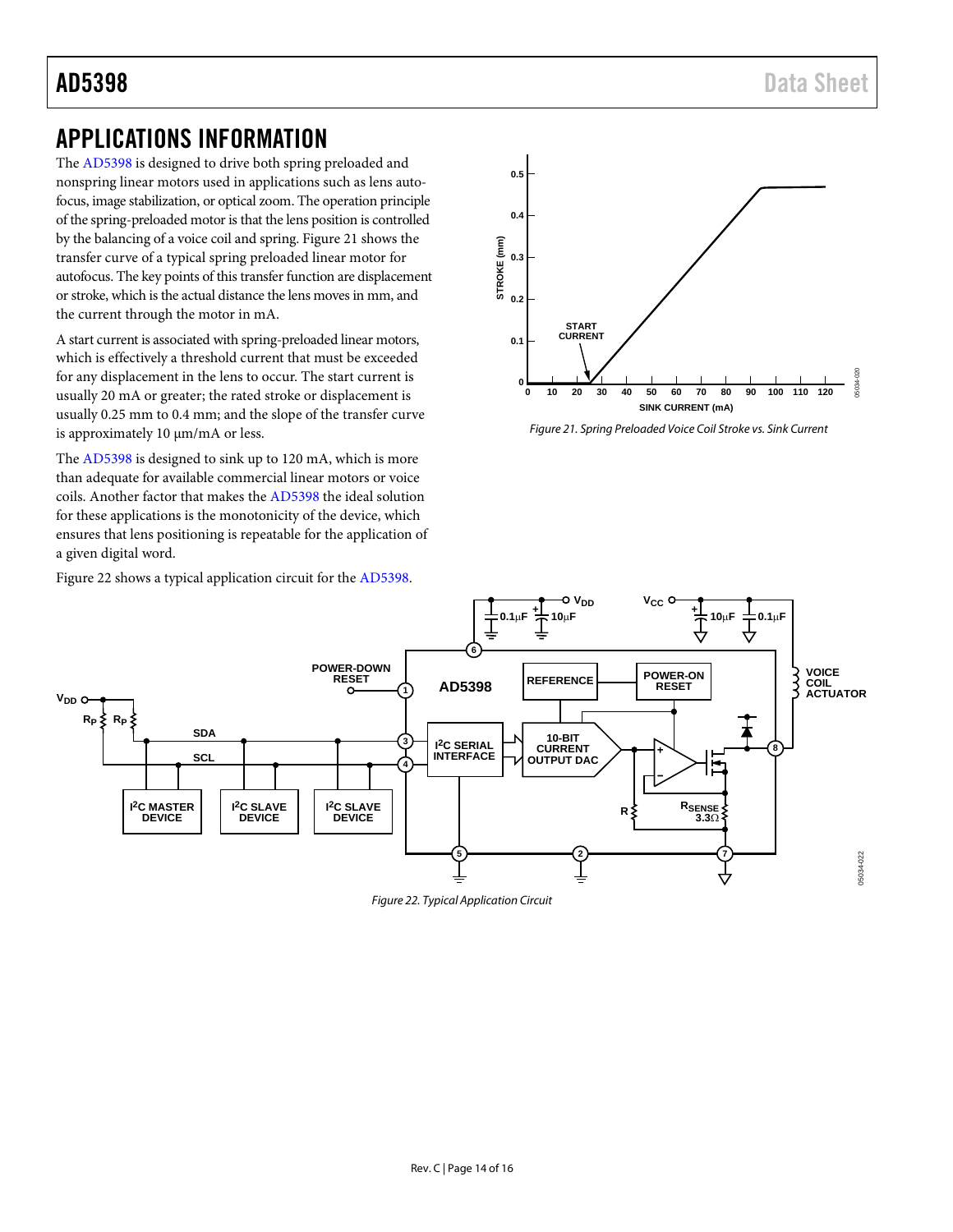# APPLICATIONS INFORMATION

The AD5398 is designed to drive both spring preloaded and nonspring linear motors used in applications such as lens autofocus, image stabilization, or optical zoom. The operation principle of the spring-preloaded motor is that the lens position is controlled by the balancing of a voice coil and spring. Figure 21 shows the transfer curve of a typical spring preloaded linear motor for autofocus. The key points of this transfer function are displacement or stroke, which is the actual distance the lens moves in mm, and the current through the motor in mA.

A start current is associated with spring-preloaded linear motors, which is effectively a threshold current that must be exceeded for any displacement in the lens to occur. The start current is usually 20 mA or greater; the rated stroke or displacement is usually 0.25 mm to 0.4 mm; and the slope of the transfer curve is approximately 10 µm/mA or less.

The AD5398 is designed to sink up to 120 mA, which is more than adequate for available commercial linear motors or voice coils. Another factor that makes the AD5398 the ideal solution for these applications is the monotonicity of the device, which ensures that lens positioning is repeatable for the application of a given digital word.

Figure 22 shows a typical application circuit for the AD5398.

*Figure 21. Spring Preloaded Voice Coil Stroke vs. Sink Current*

*Figure 22. Typical Application Circuit*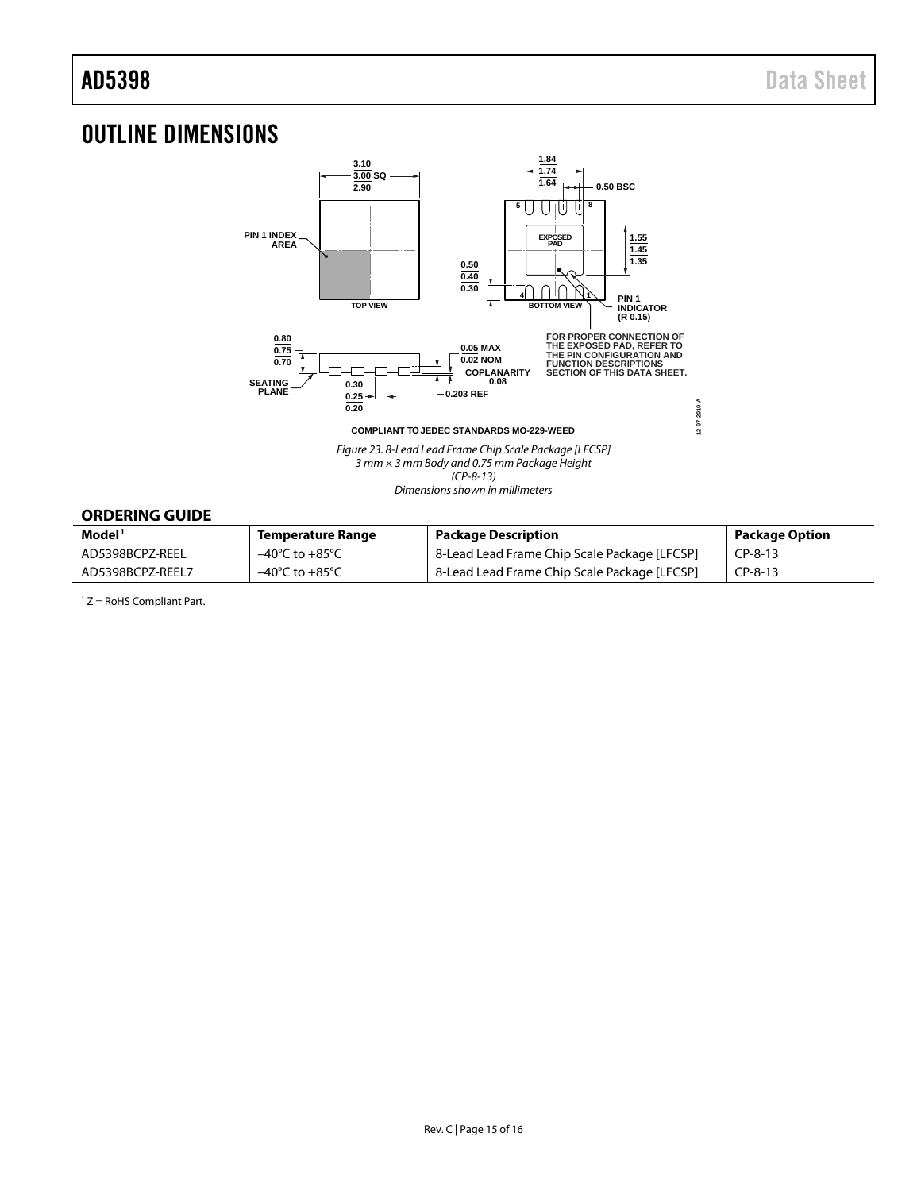# OUTLINE DIMENSIONS

*Figure 23. 8-Lead Lead Frame Chip Scale Package [LFCSP]*
*3 mm × 3 mm Body and 0.75 mm Package Height*
*(CP-8-13)*
*Dimensions shown in millimeters*

## ORDERING GUIDE

| Model[1] | Temperature Range | Package Description | Package Option |
|---|---|---|---|
| AD5398BCPZ-REEL | −40°C to +85°C | 8-Lead Lead Frame Chip Scale Package [LFCSP] | CP-8-13 |
| AD5398BCPZ-REEL7 | −40°C to +85°C | 8-Lead Lead Frame Chip Scale Package [LFCSP] | CP-8-13 |

[1] Z = RoHS Compliant Part.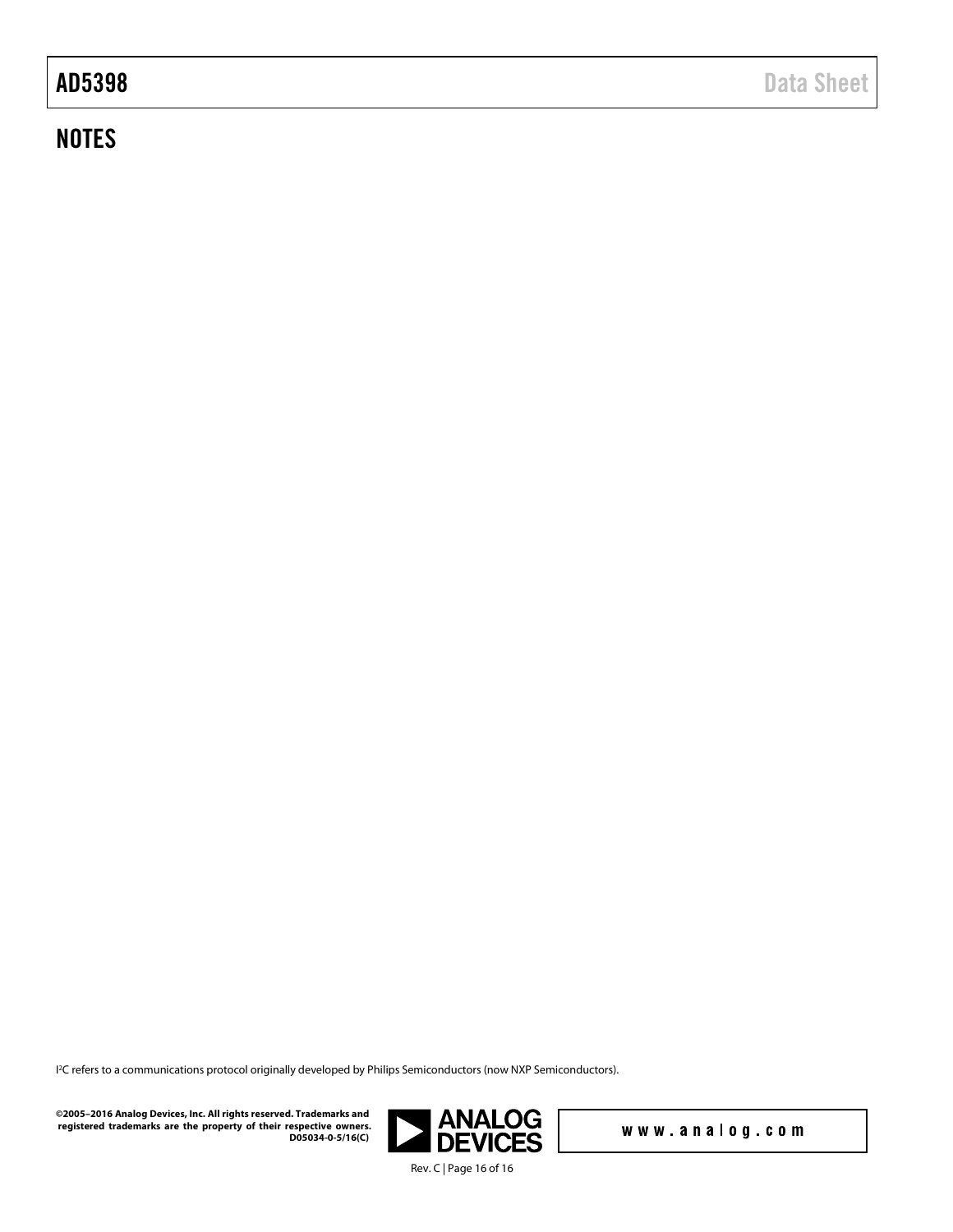## NOTES

I²C refers to a communications protocol originally developed by Philips Semiconductors (now NXP Semiconductors).

**©2005–2016 Analog Devices, Inc. All rights reserved. Trademarks and registered trademarks are the property of their respective owners. D05034-0-5/16(C)**